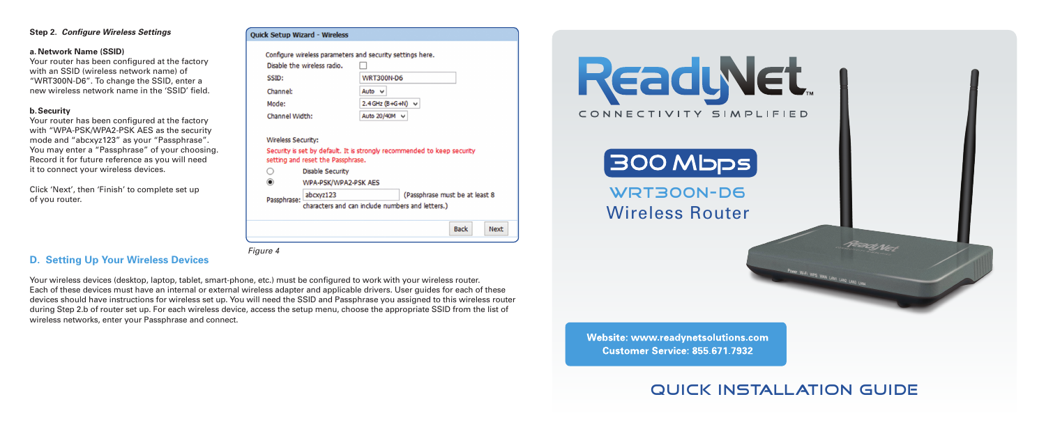**Step 2.** ***Configure Wireless Settings***

**a. Network Name (SSID)**
Your router has been configured at the factory with an SSID (wireless network name) of "WRT300N-D6". To change the SSID, enter a new wireless network name in the 'SSID' field.

**b. Security**
Your router has been configured at the factory with "WPA-PSK/WPA2-PSK AES as the security mode and "abcxyz123" as your "Passphrase". You may enter a "Passphrase" of your choosing. Record it for future reference as you will need it to connect your wireless devices.

Click 'Next', then 'Finish' to complete set up of you router.

**Quick Setup Wizard - Wireless**

Configure wireless parameters and security settings here.

| | |
|---|---|
| Disable the wireless radio. | ☐ |
| SSID: | WRT300N-D6 |
| Channel: | Auto |
| Mode: | 2.4GHz (B+G+N) |
| Channel Width: | Auto 20/40M |

Wireless Security:

Security is set by default. It is strongly recommended to keep security setting and reset the Passphrase.

- ○ Disable Security
- ◉ WPA-PSK/WPA2-PSK AES

Passphrase: abcxyz123 (Passphrase must be at least 8 characters and can include numbers and letters.)

Back | Next

*Figure 4*

## D. Setting Up Your Wireless Devices

Your wireless devices (desktop, laptop, tablet, smart-phone, etc.) must be configured to work with your wireless router. Each of these devices must have an internal or external wireless adapter and applicable drivers. User guides for each of these devices should have instructions for wireless set up. You will need the SSID and Passphrase you assigned to this wireless router during Step 2.b of router set up. For each wireless device, access the setup menu, choose the appropriate SSID from the list of wireless networks, enter your Passphrase and connect.

# ReadyNet™

CONNECTIVITY SIMPLIFIED

## 300 Mbps

## WRT300N-D6 Wireless Router

**Website: www.readynetsolutions.com**
**Customer Service: 855.671.7932**

# QUICK INSTALLATION GUIDE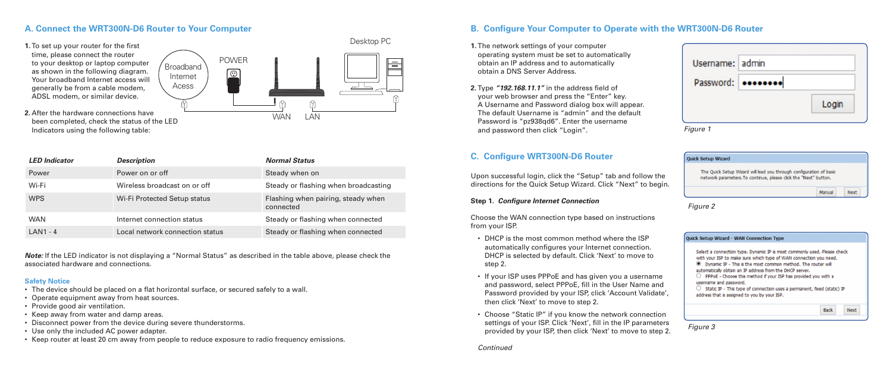## A. Connect the WRT300N-D6 Router to Your Computer

**1.** To set up your router for the first time, please connect the router to your desktop or laptop computer as shown in the following diagram. Your broadband Internet access will generally be from a cable modem, ADSL modem, or similar device.

Desktop PC

Broadband Internet Acess

POWER

WAN

LAN

**2.** After the hardware connections have been completed, check the status of the LED Indicators using the following table:

| *LED Indicator* | *Description* | *Normal Status* |
| --- | --- | --- |
| Power | Power on or off | Steady when on |
| Wi-Fi | Wireless broadcast on or off | Steady or flashing when broadcasting |
| WPS | Wi-Fi Protected Setup status | Flashing when pairing, steady when connected |
| WAN | Internet connection status | Steady or flashing when connected |
| LAN1 - 4 | Local network connection status | Steady or flashing when connected |

***Note:*** If the LED indicator is not displaying a "Normal Status" as described in the table above, please check the associated hardware and connections.

**Safety Notice**

- The device should be placed on a flat horizontal surface, or secured safely to a wall.
- Operate equipment away from heat sources.
- Provide good air ventilation.
- Keep away from water and damp areas.
- Disconnect power from the device during severe thunderstorms.
- Use only the included AC power adapter.
- Keep router at least 20 cm away from people to reduce exposure to radio frequency emissions.

## B. Configure Your Computer to Operate with the WRT300N-D6 Router

**1.** The network settings of your computer operating system must be set to automatically obtain an IP address and to automatically obtain a DNS Server Address.

**2.** Type ***"192.168.11.1"*** in the address field of your web browser and press the "Enter" key. A Username and Password dialog box will appear. The default Username is "admin" and the default Password is "pz938qd6". Enter the username and password then click "Login".

Username: admin

Password: ••••••••

Login

*Figure 1*

## C. Configure WRT300N-D6 Router

Upon successful login, click the "Setup" tab and follow the directions for the Quick Setup Wizard. Click "Next" to begin.

Quick Setup Wizard

The Quick Setup Wizard will lead you through configuration of basic network parameters. To continue, please click the "Next" button.

Manual Next

*Figure 2*

**Step 1.** ***Configure Internet Connection***

Choose the WAN connection type based on instructions from your ISP.

- DHCP is the most common method where the ISP automatically configures your Internet connection. DHCP is selected by default. Click 'Next' to move to step 2.
- If your ISP uses PPPoE and has given you a username and password, select PPPoE, fill in the User Name and Password provided by your ISP, click 'Account Validate', then click 'Next' to move to step 2.
- Choose "Static IP" if you know the network connection settings of your ISP. Click 'Next', fill in the IP parameters provided by your ISP, then click 'Next' to move to step 2.

Quick Setup Wizard - WAN Connection Type

Select a connection type. Dynamic IP is most commonly used. Please check with your ISP to make sure which type of WAN connection you need.

Dynamic IP - This is the most common method. The router will automatically obtain an IP address from the DHCP server.

PPPoE - Choose this method if your ISP has provided you with a username and password.

Static IP - This type of connection uses a permanent, fixed (static) IP address that is assigned to you by your ISP.

Back Next

*Figure 3*

*Continued*